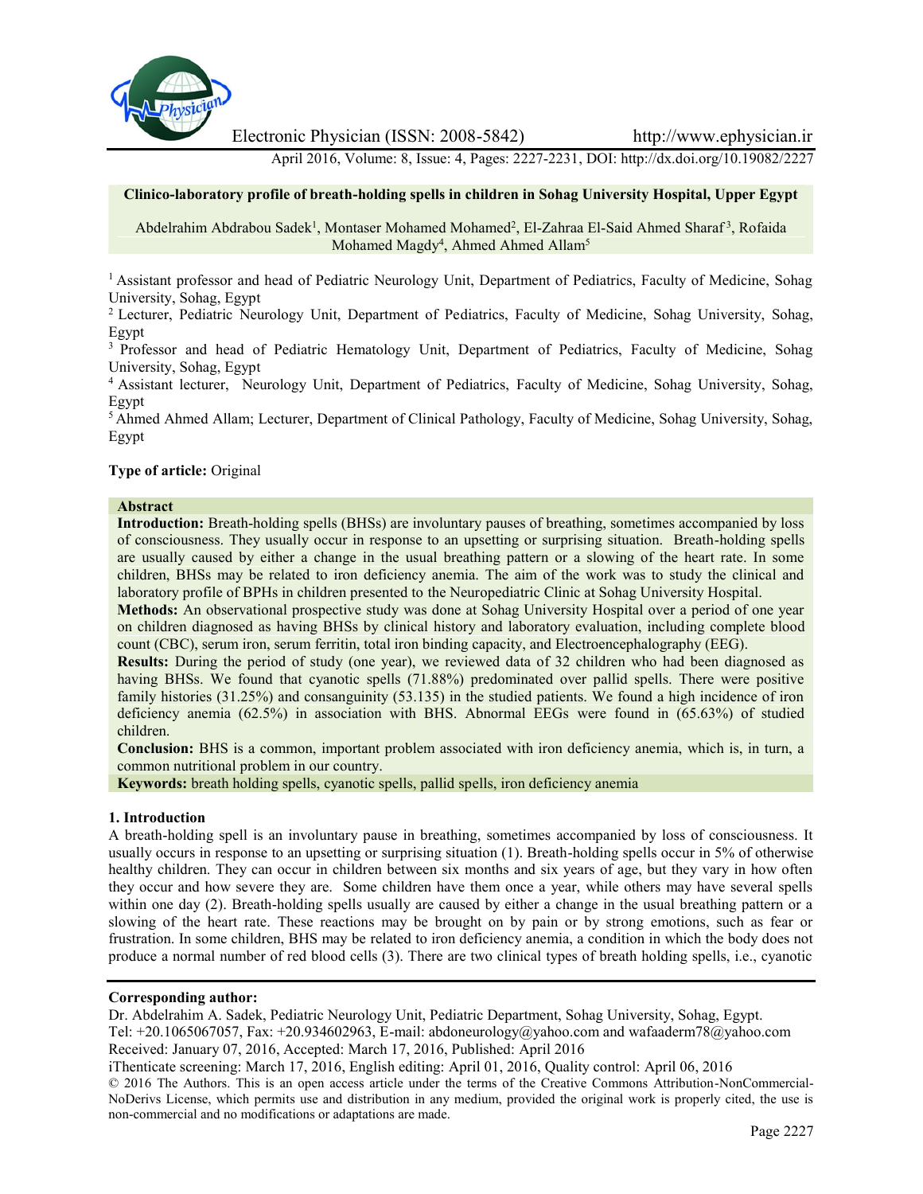# Clinico-laboratory profile of breath-holding spells in children in Sohag University Hospital, Upper Egypt

Abdelrahim Abdrabou Sadek[1], Montaser Mohamed Mohamed[2], El-Zahraa El-Said Ahmed Sharaf[3], Rofaida Mohamed Magdy[4], Ahmed Ahmed Allam[5]

[1] Assistant professor and head of Pediatric Neurology Unit, Department of Pediatrics, Faculty of Medicine, Sohag University, Sohag, Egypt

[2] Lecturer, Pediatric Neurology Unit, Department of Pediatrics, Faculty of Medicine, Sohag University, Sohag, Egypt

[3] Professor and head of Pediatric Hematology Unit, Department of Pediatrics, Faculty of Medicine, Sohag University, Sohag, Egypt

[4] Assistant lecturer, Neurology Unit, Department of Pediatrics, Faculty of Medicine, Sohag University, Sohag, Egypt

[5] Ahmed Ahmed Allam; Lecturer, Department of Clinical Pathology, Faculty of Medicine, Sohag University, Sohag, Egypt

**Type of article:** Original

## Abstract

**Introduction:** Breath-holding spells (BHSs) are involuntary pauses of breathing, sometimes accompanied by loss of consciousness. They usually occur in response to an upsetting or surprising situation. Breath-holding spells are usually caused by either a change in the usual breathing pattern or a slowing of the heart rate. In some children, BHSs may be related to iron deficiency anemia. The aim of the work was to study the clinical and laboratory profile of BPHs in children presented to the Neuropediatric Clinic at Sohag University Hospital.

**Methods:** An observational prospective study was done at Sohag University Hospital over a period of one year on children diagnosed as having BHSs by clinical history and laboratory evaluation, including complete blood count (CBC), serum iron, serum ferritin, total iron binding capacity, and Electroencephalography (EEG).

**Results:** During the period of study (one year), we reviewed data of 32 children who had been diagnosed as having BHSs. We found that cyanotic spells (71.88%) predominated over pallid spells. There were positive family histories (31.25%) and consanguinity (53.135) in the studied patients. We found a high incidence of iron deficiency anemia (62.5%) in association with BHS. Abnormal EEGs were found in (65.63%) of studied children.

**Conclusion:** BHS is a common, important problem associated with iron deficiency anemia, which is, in turn, a common nutritional problem in our country.

**Keywords:** breath holding spells, cyanotic spells, pallid spells, iron deficiency anemia

## 1. Introduction

A breath-holding spell is an involuntary pause in breathing, sometimes accompanied by loss of consciousness. It usually occurs in response to an upsetting or surprising situation (1). Breath-holding spells occur in 5% of otherwise healthy children. They can occur in children between six months and six years of age, but they vary in how often they occur and how severe they are. Some children have them once a year, while others may have several spells within one day (2). Breath-holding spells usually are caused by either a change in the usual breathing pattern or a slowing of the heart rate. These reactions may be brought on by pain or by strong emotions, such as fear or frustration. In some children, BHS may be related to iron deficiency anemia, a condition in which the body does not produce a normal number of red blood cells (3). There are two clinical types of breath holding spells, i.e., cyanotic

**Corresponding author:**

Dr. Abdelrahim A. Sadek, Pediatric Neurology Unit, Pediatric Department, Sohag University, Sohag, Egypt.
Tel: +20.1065067057, Fax: +20.934602963, E-mail: abdoneurology@yahoo.com and wafaaderm78@yahoo.com
Received: January 07, 2016, Accepted: March 17, 2016, Published: April 2016
iThenticate screening: March 17, 2016, English editing: April 01, 2016, Quality control: April 06, 2016

© 2016 The Authors. This is an open access article under the terms of the Creative Commons Attribution-NonCommercial-NoDerivs License, which permits use and distribution in any medium, provided the original work is properly cited, the use is non-commercial and no modifications or adaptations are made.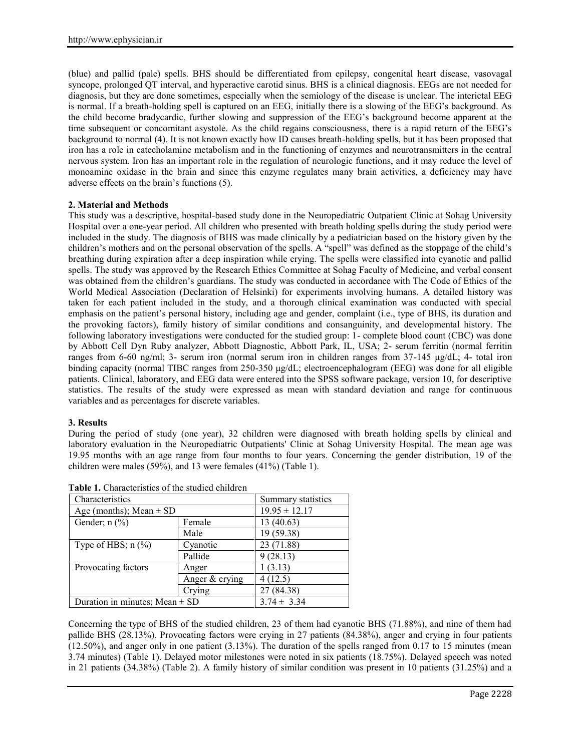(blue) and pallid (pale) spells. BHS should be differentiated from epilepsy, congenital heart disease, vasovagal syncope, prolonged QT interval, and hyperactive carotid sinus. BHS is a clinical diagnosis. EEGs are not needed for diagnosis, but they are done sometimes, especially when the semiology of the disease is unclear. The interictal EEG is normal. If a breath-holding spell is captured on an EEG, initially there is a slowing of the EEG's background. As the child become bradycardic, further slowing and suppression of the EEG's background become apparent at the time subsequent or concomitant asystole. As the child regains consciousness, there is a rapid return of the EEG's background to normal (4). It is not known exactly how ID causes breath-holding spells, but it has been proposed that iron has a role in catecholamine metabolism and in the functioning of enzymes and neurotransmitters in the central nervous system. Iron has an important role in the regulation of neurologic functions, and it may reduce the level of monoamine oxidase in the brain and since this enzyme regulates many brain activities, a deficiency may have adverse effects on the brain's functions (5).

## 2. Material and Methods

This study was a descriptive, hospital-based study done in the Neuropediatric Outpatient Clinic at Sohag University Hospital over a one-year period. All children who presented with breath holding spells during the study period were included in the study. The diagnosis of BHS was made clinically by a pediatrician based on the history given by the children's mothers and on the personal observation of the spells. A "spell" was defined as the stoppage of the child's breathing during expiration after a deep inspiration while crying. The spells were classified into cyanotic and pallid spells. The study was approved by the Research Ethics Committee at Sohag Faculty of Medicine, and verbal consent was obtained from the children's guardians. The study was conducted in accordance with The Code of Ethics of the World Medical Association (Declaration of Helsinki) for experiments involving humans. A detailed history was taken for each patient included in the study, and a thorough clinical examination was conducted with special emphasis on the patient's personal history, including age and gender, complaint (i.e., type of BHS, its duration and the provoking factors), family history of similar conditions and consanguinity, and developmental history. The following laboratory investigations were conducted for the studied group: 1- complete blood count (CBC) was done by Abbott Cell Dyn Ruby analyzer, Abbott Diagnostic, Abbott Park, IL, USA; 2- serum ferritin (normal ferritin ranges from 6-60 ng/ml; 3- serum iron (normal serum iron in children ranges from 37-145 µg/dL; 4- total iron binding capacity (normal TIBC ranges from 250-350 µg/dL; electroencephalogram (EEG) was done for all eligible patients. Clinical, laboratory, and EEG data were entered into the SPSS software package, version 10, for descriptive statistics. The results of the study were expressed as mean with standard deviation and range for continuous variables and as percentages for discrete variables.

## 3. Results

During the period of study (one year), 32 children were diagnosed with breath holding spells by clinical and laboratory evaluation in the Neuropediatric Outpatients' Clinic at Sohag University Hospital. The mean age was 19.95 months with an age range from four months to four years. Concerning the gender distribution, 19 of the children were males (59%), and 13 were females (41%) (Table 1).

**Table 1.** Characteristics of the studied children

| Characteristics | | Summary statistics |
|---|---|---|
| Age (months); Mean ± SD | | 19.95 ± 12.17 |
| Gender; n (%) | Female | 13 (40.63) |
| | Male | 19 (59.38) |
| Type of HBS; n (%) | Cyanotic | 23 (71.88) |
| | Pallide | 9 (28.13) |
| Provocating factors | Anger | 1 (3.13) |
| | Anger & crying | 4 (12.5) |
| | Crying | 27 (84.38) |
| Duration in minutes; Mean ± SD | | 3.74 ± 3.34 |

Concerning the type of BHS of the studied children, 23 of them had cyanotic BHS (71.88%), and nine of them had pallide BHS (28.13%). Provocating factors were crying in 27 patients (84.38%), anger and crying in four patients (12.50%), and anger only in one patient (3.13%). The duration of the spells ranged from 0.17 to 15 minutes (mean 3.74 minutes) (Table 1). Delayed motor milestones were noted in six patients (18.75%). Delayed speech was noted in 21 patients (34.38%) (Table 2). A family history of similar condition was present in 10 patients (31.25%) and a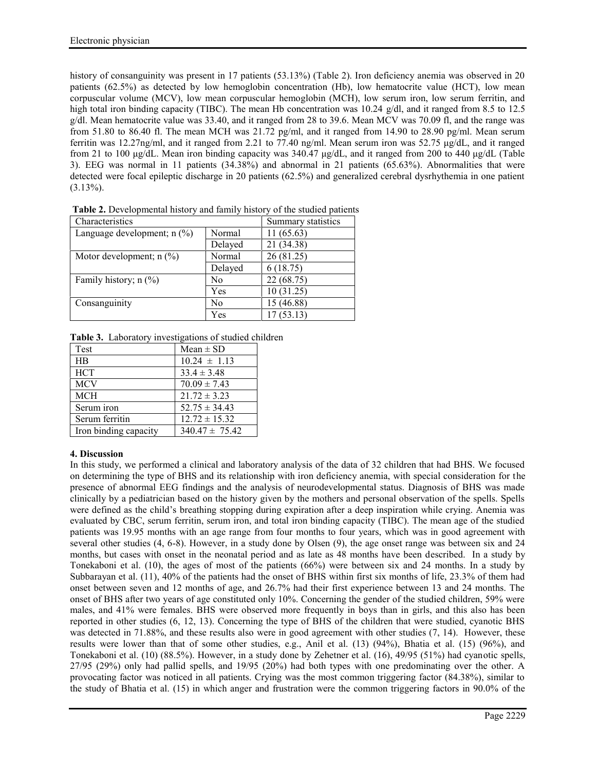history of consanguinity was present in 17 patients (53.13%) (Table 2). Iron deficiency anemia was observed in 20 patients (62.5%) as detected by low hemoglobin concentration (Hb), low hematocrite value (HCT), low mean corpuscular volume (MCV), low mean corpuscular hemoglobin (MCH), low serum iron, low serum ferritin, and high total iron binding capacity (TIBC). The mean Hb concentration was 10.24 g/dl, and it ranged from 8.5 to 12.5 g/dl. Mean hematocrite value was 33.40, and it ranged from 28 to 39.6. Mean MCV was 70.09 fl, and the range was from 51.80 to 86.40 fl. The mean MCH was 21.72 pg/ml, and it ranged from 14.90 to 28.90 pg/ml. Mean serum ferritin was 12.27ng/ml, and it ranged from 2.21 to 77.40 ng/ml. Mean serum iron was 52.75 µg/dL, and it ranged from 21 to 100 µg/dL. Mean iron binding capacity was 340.47 µg/dL, and it ranged from 200 to 440 µg/dL (Table 3). EEG was normal in 11 patients (34.38%) and abnormal in 21 patients (65.63%). Abnormalities that were detected were focal epileptic discharge in 20 patients (62.5%) and generalized cerebral dysrhythemia in one patient (3.13%).

**Table 2.** Developmental history and family history of the studied patients

| Characteristics | | Summary statistics |
|---|---|---|
| Language development; n (%) | Normal | 11 (65.63) |
| | Delayed | 21 (34.38) |
| Motor development; n (%) | Normal | 26 (81.25) |
| | Delayed | 6 (18.75) |
| Family history; n (%) | No | 22 (68.75) |
| | Yes | 10 (31.25) |
| Consanguinity | No | 15 (46.88) |
| | Yes | 17 (53.13) |

**Table 3.** Laboratory investigations of studied children

| Test | Mean ± SD |
|---|---|
| HB | 10.24 ± 1.13 |
| HCT | 33.4 ± 3.48 |
| MCV | 70.09 ± 7.43 |
| MCH | 21.72 ± 3.23 |
| Serum iron | 52.75 ± 34.43 |
| Serum ferritin | 12.72 ± 15.32 |
| Iron binding capacity | 340.47 ± 75.42 |

## 4. Discussion

In this study, we performed a clinical and laboratory analysis of the data of 32 children that had BHS. We focused on determining the type of BHS and its relationship with iron deficiency anemia, with special consideration for the presence of abnormal EEG findings and the analysis of neurodevelopmental status. Diagnosis of BHS was made clinically by a pediatrician based on the history given by the mothers and personal observation of the spells. Spells were defined as the child's breathing stopping during expiration after a deep inspiration while crying. Anemia was evaluated by CBC, serum ferritin, serum iron, and total iron binding capacity (TIBC). The mean age of the studied patients was 19.95 months with an age range from four months to four years, which was in good agreement with several other studies (4, 6-8). However, in a study done by Olsen (9), the age onset range was between six and 24 months, but cases with onset in the neonatal period and as late as 48 months have been described. In a study by Tonekaboni et al. (10), the ages of most of the patients (66%) were between six and 24 months. In a study by Subbarayan et al. (11), 40% of the patients had the onset of BHS within first six months of life, 23.3% of them had onset between seven and 12 months of age, and 26.7% had their first experience between 13 and 24 months. The onset of BHS after two years of age constituted only 10%. Concerning the gender of the studied children, 59% were males, and 41% were females. BHS were observed more frequently in boys than in girls, and this also has been reported in other studies (6, 12, 13). Concerning the type of BHS of the children that were studied, cyanotic BHS was detected in 71.88%, and these results also were in good agreement with other studies (7, 14). However, these results were lower than that of some other studies, e.g., Anil et al. (13) (94%), Bhatia et al. (15) (96%), and Tonekaboni et al. (10) (88.5%). However, in a study done by Zehetner et al. (16), 49/95 (51%) had cyanotic spells, 27/95 (29%) only had pallid spells, and 19/95 (20%) had both types with one predominating over the other. A provocating factor was noticed in all patients. Crying was the most common triggering factor (84.38%), similar to the study of Bhatia et al. (15) in which anger and frustration were the common triggering factors in 90.0% of the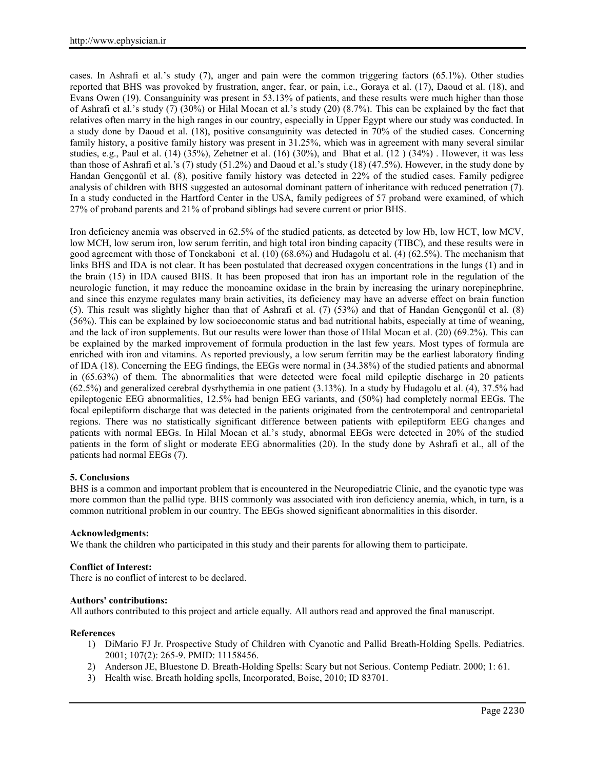cases. In Ashrafi et al.'s study (7), anger and pain were the common triggering factors (65.1%). Other studies reported that BHS was provoked by frustration, anger, fear, or pain, i.e., Goraya et al. (17), Daoud et al. (18), and Evans Owen (19). Consanguinity was present in 53.13% of patients, and these results were much higher than those of Ashrafi et al.'s study (7) (30%) or Hilal Mocan et al.'s study (20) (8.7%). This can be explained by the fact that relatives often marry in the high ranges in our country, especially in Upper Egypt where our study was conducted. In a study done by Daoud et al. (18), positive consanguinity was detected in 70% of the studied cases. Concerning family history, a positive family history was present in 31.25%, which was in agreement with many several similar studies, e.g., Paul et al. (14) (35%), Zehetner et al. (16) (30%), and Bhat et al. (12 ) (34%) . However, it was less than those of Ashrafi et al.'s (7) study (51.2%) and Daoud et al.'s study (18) (47.5%). However, in the study done by Handan Gençgonül et al. (8), positive family history was detected in 22% of the studied cases. Family pedigree analysis of children with BHS suggested an autosomal dominant pattern of inheritance with reduced penetration (7). In a study conducted in the Hartford Center in the USA, family pedigrees of 57 proband were examined, of which 27% of proband parents and 21% of proband siblings had severe current or prior BHS.

Iron deficiency anemia was observed in 62.5% of the studied patients, as detected by low Hb, low HCT, low MCV, low MCH, low serum iron, low serum ferritin, and high total iron binding capacity (TIBC), and these results were in good agreement with those of Tonekaboni et al. (10) (68.6%) and Hudagolu et al. (4) (62.5%). The mechanism that links BHS and IDA is not clear. It has been postulated that decreased oxygen concentrations in the lungs (1) and in the brain (15) in IDA caused BHS. It has been proposed that iron has an important role in the regulation of the neurologic function, it may reduce the monoamine oxidase in the brain by increasing the urinary norepinephrine, and since this enzyme regulates many brain activities, its deficiency may have an adverse effect on brain function (5). This result was slightly higher than that of Ashrafi et al. (7) (53%) and that of Handan Gençgonül et al. (8) (56%). This can be explained by low socioeconomic status and bad nutritional habits, especially at time of weaning, and the lack of iron supplements. But our results were lower than those of Hilal Mocan et al. (20) (69.2%). This can be explained by the marked improvement of formula production in the last few years. Most types of formula are enriched with iron and vitamins. As reported previously, a low serum ferritin may be the earliest laboratory finding of IDA (18). Concerning the EEG findings, the EEGs were normal in (34.38%) of the studied patients and abnormal in (65.63%) of them. The abnormalities that were detected were focal mild epileptic discharge in 20 patients (62.5%) and generalized cerebral dysrhythemia in one patient (3.13%). In a study by Hudagolu et al. (4), 37.5% had epileptogenic EEG abnormalities, 12.5% had benign EEG variants, and (50%) had completely normal EEGs. The focal epileptiform discharge that was detected in the patients originated from the centrotemporal and centroparietal regions. There was no statistically significant difference between patients with epileptiform EEG changes and patients with normal EEGs. In Hilal Mocan et al.'s study, abnormal EEGs were detected in 20% of the studied patients in the form of slight or moderate EEG abnormalities (20). In the study done by Ashrafi et al., all of the patients had normal EEGs (7).

### 5. Conclusions

BHS is a common and important problem that is encountered in the Neuropediatric Clinic, and the cyanotic type was more common than the pallid type. BHS commonly was associated with iron deficiency anemia, which, in turn, is a common nutritional problem in our country. The EEGs showed significant abnormalities in this disorder.

**Acknowledgments:**

We thank the children who participated in this study and their parents for allowing them to participate.

**Conflict of Interest:**

There is no conflict of interest to be declared.

**Authors' contributions:**

All authors contributed to this project and article equally. All authors read and approved the final manuscript.

**References**

1) DiMario FJ Jr. Prospective Study of Children with Cyanotic and Pallid Breath-Holding Spells. Pediatrics. 2001; 107(2): 265-9. PMID: 11158456.
2) Anderson JE, Bluestone D. Breath-Holding Spells: Scary but not Serious. Contemp Pediatr. 2000; 1: 61.
3) Health wise. Breath holding spells, Incorporated, Boise, 2010; ID 83701.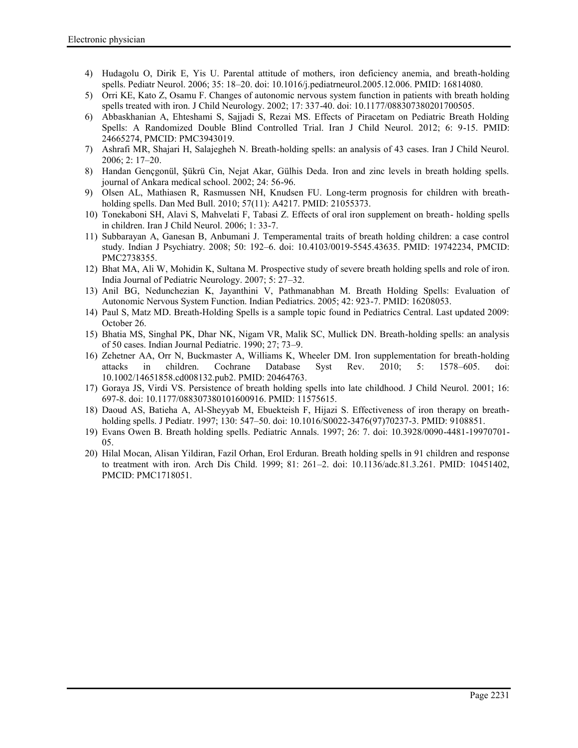4) Hudagolu O, Dirik E, Yis U. Parental attitude of mothers, iron deficiency anemia, and breath-holding spells. Pediatr Neurol. 2006; 35: 18–20. doi: 10.1016/j.pediatrneurol.2005.12.006. PMID: 16814080.
5) Orri KE, Kato Z, Osamu F. Changes of autonomic nervous system function in patients with breath holding spells treated with iron. J Child Neurology. 2002; 17: 337-40. doi: 10.1177/088307380201700505.
6) Abbaskhanian A, Ehteshami S, Sajjadi S, Rezai MS. Effects of Piracetam on Pediatric Breath Holding Spells: A Randomized Double Blind Controlled Trial. Iran J Child Neurol. 2012; 6: 9-15. PMID: 24665274, PMCID: PMC3943019.
7) Ashrafi MR, Shajari H, Salajegheh N. Breath-holding spells: an analysis of 43 cases. Iran J Child Neurol. 2006; 2: 17–20.
8) Handan Gençgonül, Şükrü Cin, Nejat Akar, Gülhis Deda. Iron and zinc levels in breath holding spells. journal of Ankara medical school. 2002; 24: 56-96.
9) Olsen AL, Mathiasen R, Rasmussen NH, Knudsen FU. Long-term prognosis for children with breath-holding spells. Dan Med Bull. 2010; 57(11): A4217. PMID: 21055373.
10) Tonekaboni SH, Alavi S, Mahvelati F, Tabasi Z. Effects of oral iron supplement on breath- holding spells in children. Iran J Child Neurol. 2006; 1: 33-7.
11) Subbarayan A, Ganesan B, Anbumani J. Temperamental traits of breath holding children: a case control study. Indian J Psychiatry. 2008; 50: 192–6. doi: 10.4103/0019-5545.43635. PMID: 19742234, PMCID: PMC2738355.
12) Bhat MA, Ali W, Mohidin K, Sultana M. Prospective study of severe breath holding spells and role of iron. India Journal of Pediatric Neurology. 2007; 5: 27–32.
13) Anil BG, Nedunchezian K, Jayanthini V, Pathmanabhan M. Breath Holding Spells: Evaluation of Autonomic Nervous System Function. Indian Pediatrics. 2005; 42: 923-7. PMID: 16208053.
14) Paul S, Matz MD. Breath-Holding Spells is a sample topic found in Pediatrics Central. Last updated 2009: October 26.
15) Bhatia MS, Singhal PK, Dhar NK, Nigam VR, Malik SC, Mullick DN. Breath-holding spells: an analysis of 50 cases. Indian Journal Pediatric. 1990; 27; 73–9.
16) Zehetner AA, Orr N, Buckmaster A, Williams K, Wheeler DM. Iron supplementation for breath-holding attacks in children. Cochrane Database Syst Rev. 2010; 5: 1578–605. doi: 10.1002/14651858.cd008132.pub2. PMID: 20464763.
17) Goraya JS, Virdi VS. Persistence of breath holding spells into late childhood. J Child Neurol. 2001; 16: 697-8. doi: 10.1177/088307380101600916. PMID: 11575615.
18) Daoud AS, Batieha A, Al-Sheyyab M, Ebuekteish F, Hijazi S. Effectiveness of iron therapy on breath-holding spells. J Pediatr. 1997; 130: 547–50. doi: 10.1016/S0022-3476(97)70237-3. PMID: 9108851.
19) Evans Owen B. Breath holding spells. Pediatric Annals. 1997; 26: 7. doi: 10.3928/0090-4481-19970701-05.
20) Hilal Mocan, Alisan Yildiran, Fazil Orhan, Erol Erduran. Breath holding spells in 91 children and response to treatment with iron. Arch Dis Child. 1999; 81: 261–2. doi: 10.1136/adc.81.3.261. PMID: 10451402, PMCID: PMC1718051.